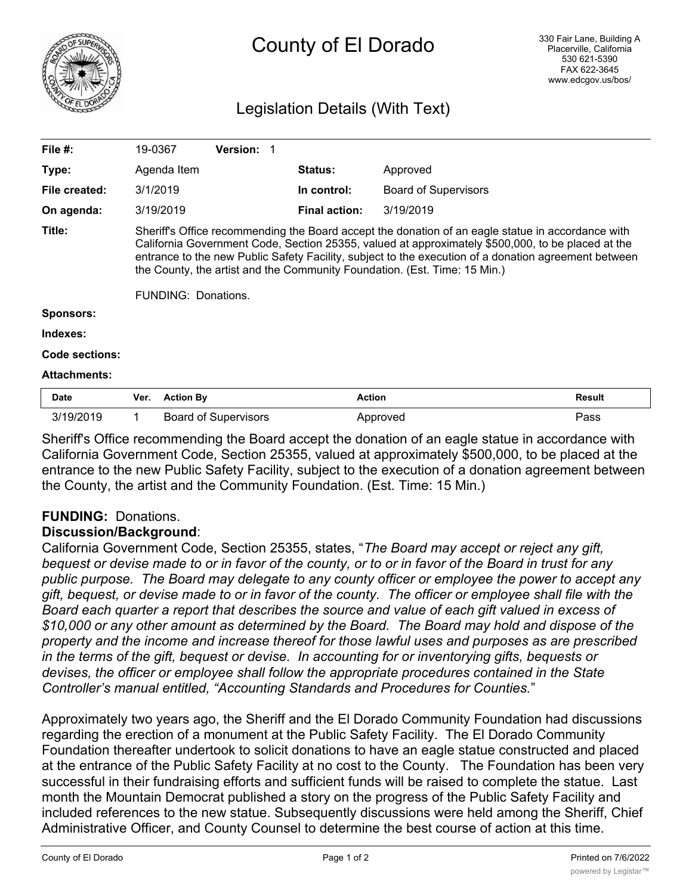# County of El Dorado

330 Fair Lane, Building A
Placerville, California
530 621-5390
FAX 622-3645
www.edcgov.us/bos/

## Legislation Details (With Text)

| | | | |
|---|---|---|---|
| **File #:** | 19-0367 **Version:** 1 | | |
| **Type:** | Agenda Item | **Status:** | Approved |
| **File created:** | 3/1/2019 | **In control:** | Board of Supervisors |
| **On agenda:** | 3/19/2019 | **Final action:** | 3/19/2019 |

**Title:** Sheriff's Office recommending the Board accept the donation of an eagle statue in accordance with California Government Code, Section 25355, valued at approximately $500,000, to be placed at the entrance to the new Public Safety Facility, subject to the execution of a donation agreement between the County, the artist and the Community Foundation. (Est. Time: 15 Min.)

FUNDING: Donations.

**Sponsors:**

**Indexes:**

**Code sections:**

**Attachments:**

| Date | Ver. | Action By | Action | Result |
|---|---|---|---|---|
| 3/19/2019 | 1 | Board of Supervisors | Approved | Pass |

Sheriff's Office recommending the Board accept the donation of an eagle statue in accordance with California Government Code, Section 25355, valued at approximately $500,000, to be placed at the entrance to the new Public Safety Facility, subject to the execution of a donation agreement between the County, the artist and the Community Foundation. (Est. Time: 15 Min.)

**FUNDING:** Donations.

**Discussion/Background**:

California Government Code, Section 25355, states, "*The Board may accept or reject any gift, bequest or devise made to or in favor of the county, or to or in favor of the Board in trust for any public purpose. The Board may delegate to any county officer or employee the power to accept any gift, bequest, or devise made to or in favor of the county. The officer or employee shall file with the Board each quarter a report that describes the source and value of each gift valued in excess of $10,000 or any other amount as determined by the Board. The Board may hold and dispose of the property and the income and increase thereof for those lawful uses and purposes as are prescribed in the terms of the gift, bequest or devise. In accounting for or inventorying gifts, bequests or devises, the officer or employee shall follow the appropriate procedures contained in the State Controller's manual entitled, "Accounting Standards and Procedures for Counties.*"

Approximately two years ago, the Sheriff and the El Dorado Community Foundation had discussions regarding the erection of a monument at the Public Safety Facility. The El Dorado Community Foundation thereafter undertook to solicit donations to have an eagle statue constructed and placed at the entrance of the Public Safety Facility at no cost to the County. The Foundation has been very successful in their fundraising efforts and sufficient funds will be raised to complete the statue. Last month the Mountain Democrat published a story on the progress of the Public Safety Facility and included references to the new statue. Subsequently discussions were held among the Sheriff, Chief Administrative Officer, and County Counsel to determine the best course of action at this time.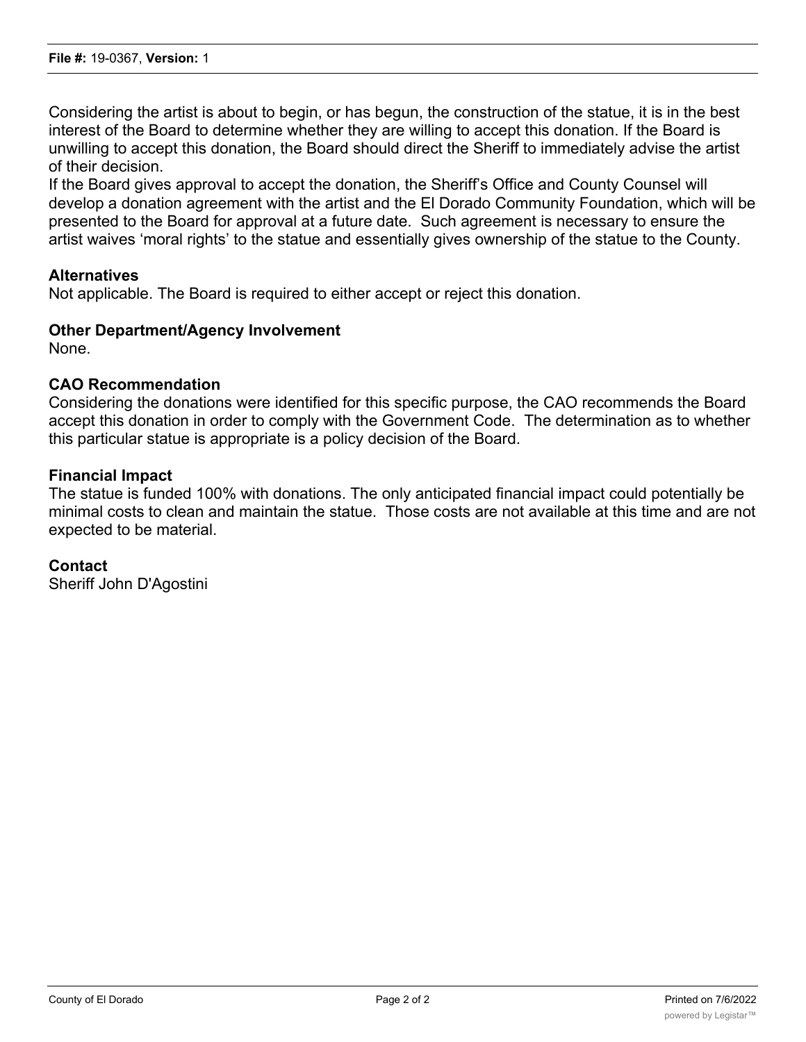Considering the artist is about to begin, or has begun, the construction of the statue, it is in the best interest of the Board to determine whether they are willing to accept this donation. If the Board is unwilling to accept this donation, the Board should direct the Sheriff to immediately advise the artist of their decision.

If the Board gives approval to accept the donation, the Sheriff's Office and County Counsel will develop a donation agreement with the artist and the El Dorado Community Foundation, which will be presented to the Board for approval at a future date. Such agreement is necessary to ensure the artist waives 'moral rights' to the statue and essentially gives ownership of the statue to the County.

### Alternatives

Not applicable. The Board is required to either accept or reject this donation.

### Other Department/Agency Involvement

None.

### CAO Recommendation

Considering the donations were identified for this specific purpose, the CAO recommends the Board accept this donation in order to comply with the Government Code. The determination as to whether this particular statue is appropriate is a policy decision of the Board.

### Financial Impact

The statue is funded 100% with donations. The only anticipated financial impact could potentially be minimal costs to clean and maintain the statue. Those costs are not available at this time and are not expected to be material.

### Contact

Sheriff John D'Agostini